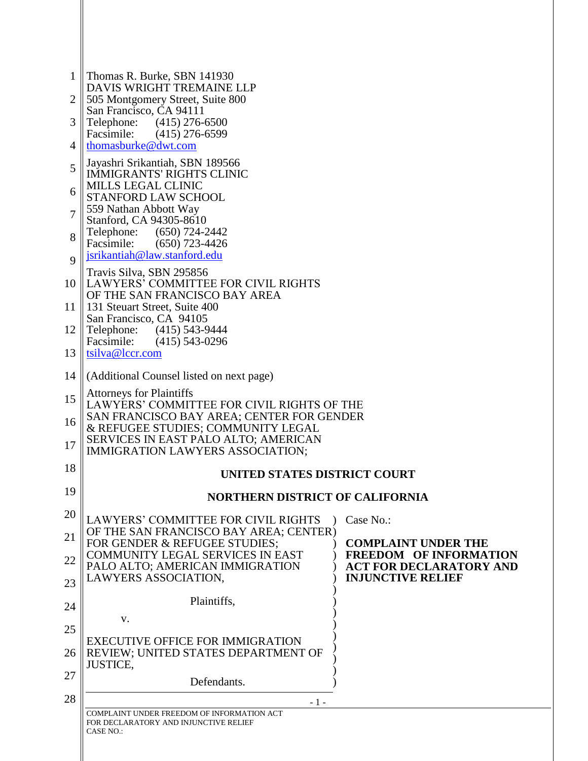Thomas R. Burke, SBN 141930
DAVIS WRIGHT TREMAINE LLP
505 Montgomery Street, Suite 800
San Francisco, CA 94111
Telephone: (415) 276-6500
Facsimile: (415) 276-6599
thomasburke@dwt.com

Jayashri Srikantiah, SBN 189566
IMMIGRANTS' RIGHTS CLINIC
MILLS LEGAL CLINIC
STANFORD LAW SCHOOL
559 Nathan Abbott Way
Stanford, CA 94305-8610
Telephone: (650) 724-2442
Facsimile: (650) 723-4426
jsrikantiah@law.stanford.edu

Travis Silva, SBN 295856
LAWYERS' COMMITTEE FOR CIVIL RIGHTS
OF THE SAN FRANCISCO BAY AREA
131 Steuart Street, Suite 400
San Francisco, CA 94105
Telephone: (415) 543-9444
Facsimile: (415) 543-0296
tsilva@lccr.com

(Additional Counsel listed on next page)

Attorneys for Plaintiffs
LAWYERS' COMMITTEE FOR CIVIL RIGHTS OF THE SAN FRANCISCO BAY AREA; CENTER FOR GENDER & REFUGEE STUDIES; COMMUNITY LEGAL SERVICES IN EAST PALO ALTO; AMERICAN IMMIGRATION LAWYERS ASSOCIATION;

**UNITED STATES DISTRICT COURT**

**NORTHERN DISTRICT OF CALIFORNIA**

LAWYERS' COMMITTEE FOR CIVIL RIGHTS OF THE SAN FRANCISCO BAY AREA; CENTER FOR GENDER & REFUGEE STUDIES; COMMUNITY LEGAL SERVICES IN EAST PALO ALTO; AMERICAN IMMIGRATION LAWYERS ASSOCIATION,

Plaintiffs,

v.

EXECUTIVE OFFICE FOR IMMIGRATION REVIEW; UNITED STATES DEPARTMENT OF JUSTICE,

Defendants.

Case No.:

**COMPLAINT UNDER THE FREEDOM OF INFORMATION ACT FOR DECLARATORY AND INJUNCTIVE RELIEF**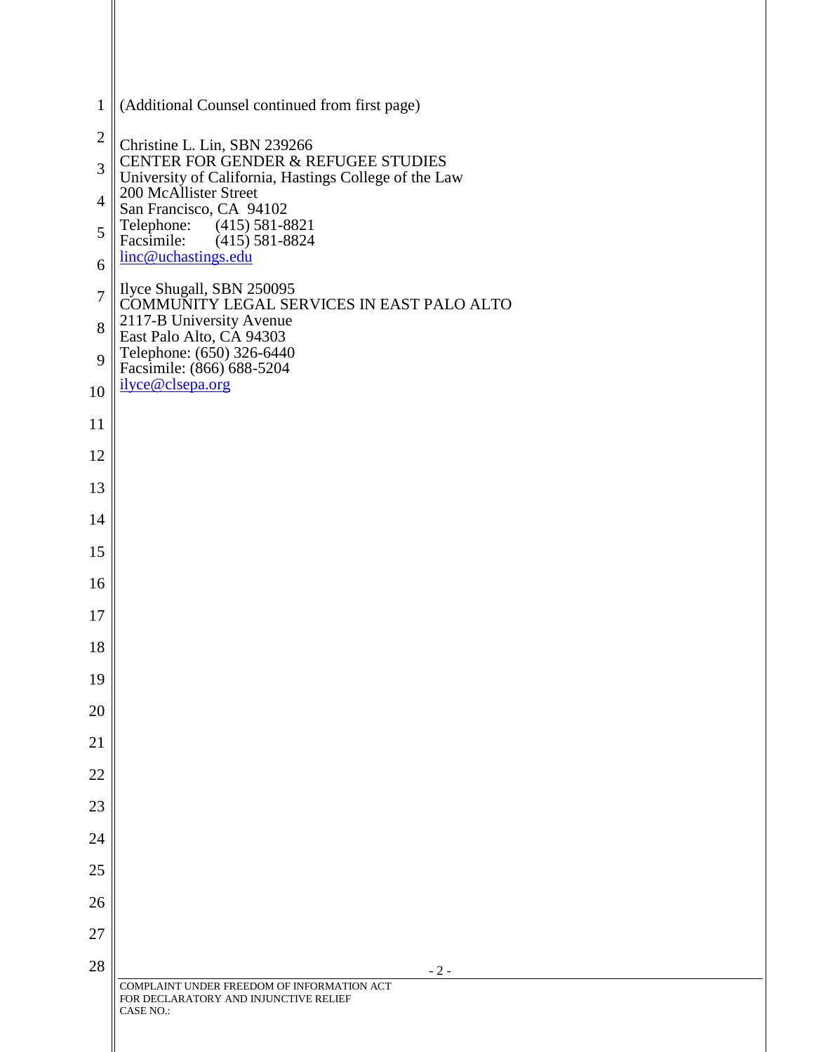(Additional Counsel continued from first page)

Christine L. Lin, SBN 239266
CENTER FOR GENDER & REFUGEE STUDIES
University of California, Hastings College of the Law
200 McAllister Street
San Francisco, CA 94102
Telephone: (415) 581-8821
Facsimile: (415) 581-8824
linc@uchastings.edu

Ilyce Shugall, SBN 250095
COMMUNITY LEGAL SERVICES IN EAST PALO ALTO
2117-B University Avenue
East Palo Alto, CA 94303
Telephone: (650) 326-6440
Facsimile: (866) 688-5204
ilyce@clsepa.org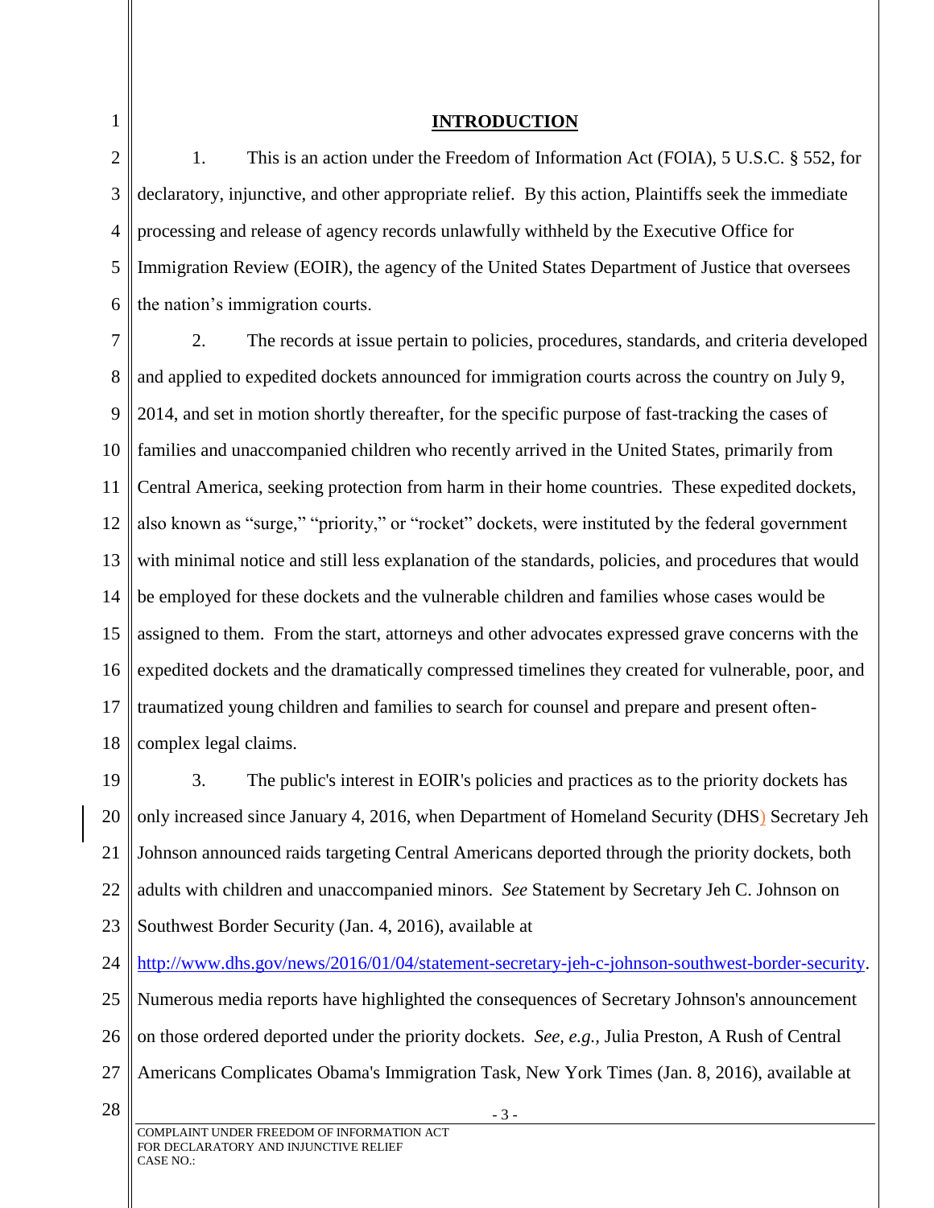## INTRODUCTION

1. This is an action under the Freedom of Information Act (FOIA), 5 U.S.C. § 552, for declaratory, injunctive, and other appropriate relief. By this action, Plaintiffs seek the immediate processing and release of agency records unlawfully withheld by the Executive Office for Immigration Review (EOIR), the agency of the United States Department of Justice that oversees the nation's immigration courts.

2. The records at issue pertain to policies, procedures, standards, and criteria developed and applied to expedited dockets announced for immigration courts across the country on July 9, 2014, and set in motion shortly thereafter, for the specific purpose of fast-tracking the cases of families and unaccompanied children who recently arrived in the United States, primarily from Central America, seeking protection from harm in their home countries. These expedited dockets, also known as "surge," "priority," or "rocket" dockets, were instituted by the federal government with minimal notice and still less explanation of the standards, policies, and procedures that would be employed for these dockets and the vulnerable children and families whose cases would be assigned to them. From the start, attorneys and other advocates expressed grave concerns with the expedited dockets and the dramatically compressed timelines they created for vulnerable, poor, and traumatized young children and families to search for counsel and prepare and present often-complex legal claims.

3. The public's interest in EOIR's policies and practices as to the priority dockets has only increased since January 4, 2016, when Department of Homeland Security (DHS) Secretary Jeh Johnson announced raids targeting Central Americans deported through the priority dockets, both adults with children and unaccompanied minors. *See* Statement by Secretary Jeh C. Johnson on Southwest Border Security (Jan. 4, 2016), available at http://www.dhs.gov/news/2016/01/04/statement-secretary-jeh-c-johnson-southwest-border-security. Numerous media reports have highlighted the consequences of Secretary Johnson's announcement on those ordered deported under the priority dockets. *See, e.g.,* Julia Preston, A Rush of Central Americans Complicates Obama's Immigration Task, New York Times (Jan. 8, 2016), available at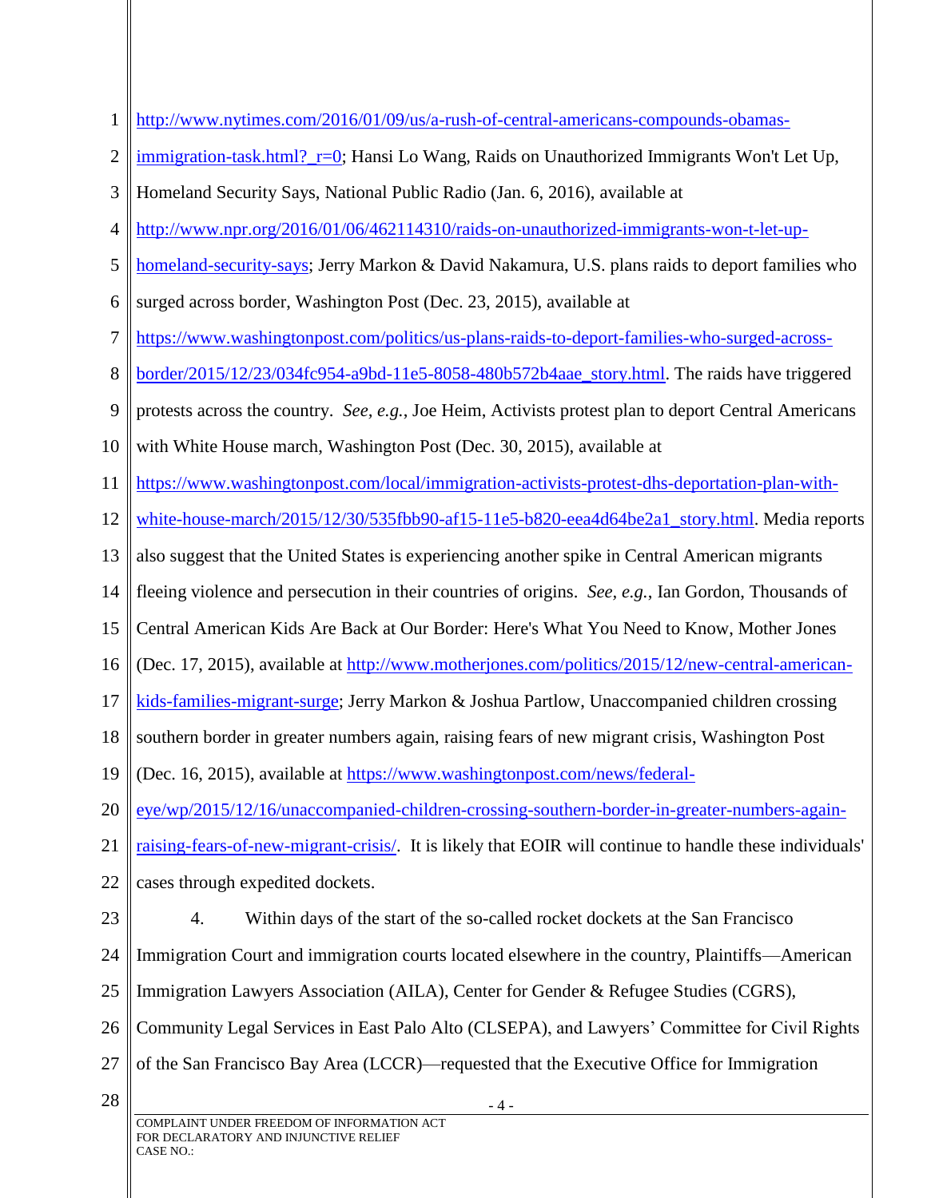http://www.nytimes.com/2016/01/09/us/a-rush-of-central-americans-compounds-obamas-immigration-task.html?_r=0; Hansi Lo Wang, Raids on Unauthorized Immigrants Won't Let Up, Homeland Security Says, National Public Radio (Jan. 6, 2016), available at http://www.npr.org/2016/01/06/462114310/raids-on-unauthorized-immigrants-won-t-let-up-homeland-security-says; Jerry Markon & David Nakamura, U.S. plans raids to deport families who surged across border, Washington Post (Dec. 23, 2015), available at https://www.washingtonpost.com/politics/us-plans-raids-to-deport-families-who-surged-across-border/2015/12/23/034fc954-a9bd-11e5-8058-480b572b4aae_story.html. The raids have triggered protests across the country. *See, e.g.*, Joe Heim, Activists protest plan to deport Central Americans with White House march, Washington Post (Dec. 30, 2015), available at https://www.washingtonpost.com/local/immigration-activists-protest-dhs-deportation-plan-with-white-house-march/2015/12/30/535fbb90-af15-11e5-b820-eea4d64be2a1_story.html. Media reports also suggest that the United States is experiencing another spike in Central American migrants fleeing violence and persecution in their countries of origins. *See, e.g.*, Ian Gordon, Thousands of Central American Kids Are Back at Our Border: Here's What You Need to Know, Mother Jones (Dec. 17, 2015), available at http://www.motherjones.com/politics/2015/12/new-central-american-kids-families-migrant-surge; Jerry Markon & Joshua Partlow, Unaccompanied children crossing southern border in greater numbers again, raising fears of new migrant crisis, Washington Post (Dec. 16, 2015), available at https://www.washingtonpost.com/news/federal-eye/wp/2015/12/16/unaccompanied-children-crossing-southern-border-in-greater-numbers-again-raising-fears-of-new-migrant-crisis/. It is likely that EOIR will continue to handle these individuals' cases through expedited dockets.

4. Within days of the start of the so-called rocket dockets at the San Francisco Immigration Court and immigration courts located elsewhere in the country, Plaintiffs—American Immigration Lawyers Association (AILA), Center for Gender & Refugee Studies (CGRS), Community Legal Services in East Palo Alto (CLSEPA), and Lawyers' Committee for Civil Rights of the San Francisco Bay Area (LCCR)—requested that the Executive Office for Immigration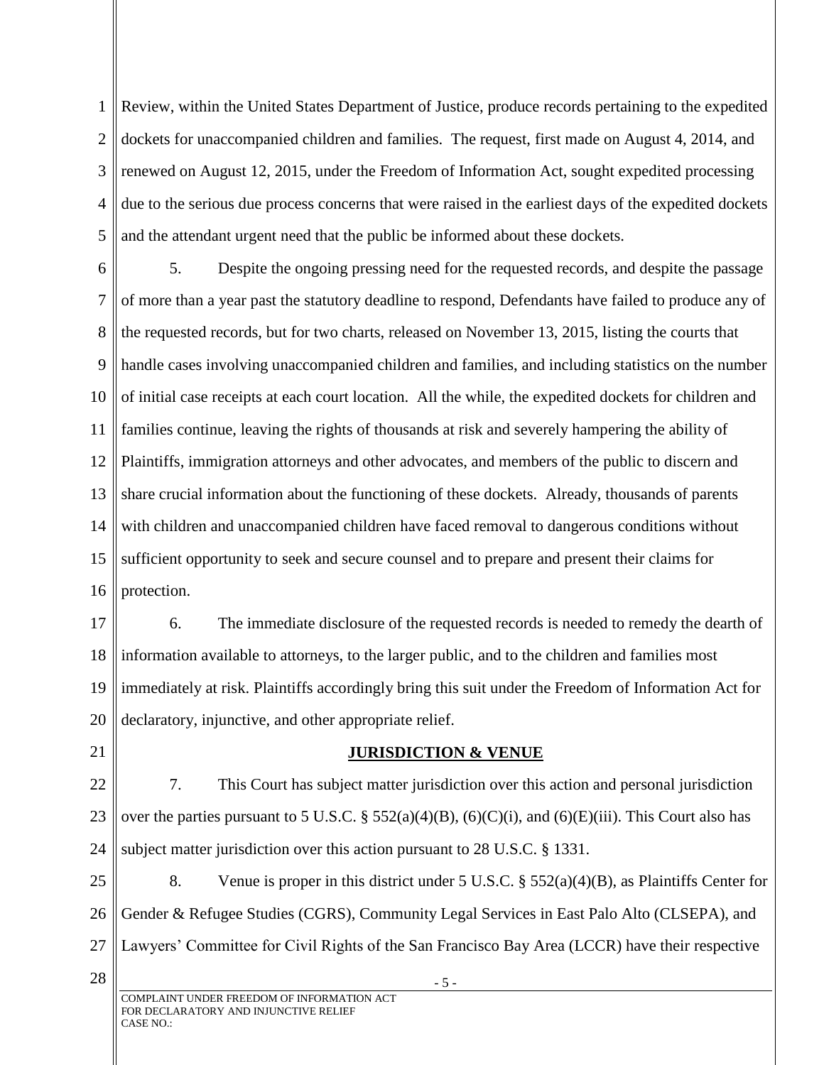Review, within the United States Department of Justice, produce records pertaining to the expedited dockets for unaccompanied children and families. The request, first made on August 4, 2014, and renewed on August 12, 2015, under the Freedom of Information Act, sought expedited processing due to the serious due process concerns that were raised in the earliest days of the expedited dockets and the attendant urgent need that the public be informed about these dockets.

5. Despite the ongoing pressing need for the requested records, and despite the passage of more than a year past the statutory deadline to respond, Defendants have failed to produce any of the requested records, but for two charts, released on November 13, 2015, listing the courts that handle cases involving unaccompanied children and families, and including statistics on the number of initial case receipts at each court location. All the while, the expedited dockets for children and families continue, leaving the rights of thousands at risk and severely hampering the ability of Plaintiffs, immigration attorneys and other advocates, and members of the public to discern and share crucial information about the functioning of these dockets. Already, thousands of parents with children and unaccompanied children have faced removal to dangerous conditions without sufficient opportunity to seek and secure counsel and to prepare and present their claims for protection.

6. The immediate disclosure of the requested records is needed to remedy the dearth of information available to attorneys, to the larger public, and to the children and families most immediately at risk. Plaintiffs accordingly bring this suit under the Freedom of Information Act for declaratory, injunctive, and other appropriate relief.

## JURISDICTION & VENUE

7. This Court has subject matter jurisdiction over this action and personal jurisdiction over the parties pursuant to 5 U.S.C. § 552(a)(4)(B), (6)(C)(i), and (6)(E)(iii). This Court also has subject matter jurisdiction over this action pursuant to 28 U.S.C. § 1331.

8. Venue is proper in this district under 5 U.S.C. § 552(a)(4)(B), as Plaintiffs Center for Gender & Refugee Studies (CGRS), Community Legal Services in East Palo Alto (CLSEPA), and Lawyers' Committee for Civil Rights of the San Francisco Bay Area (LCCR) have their respective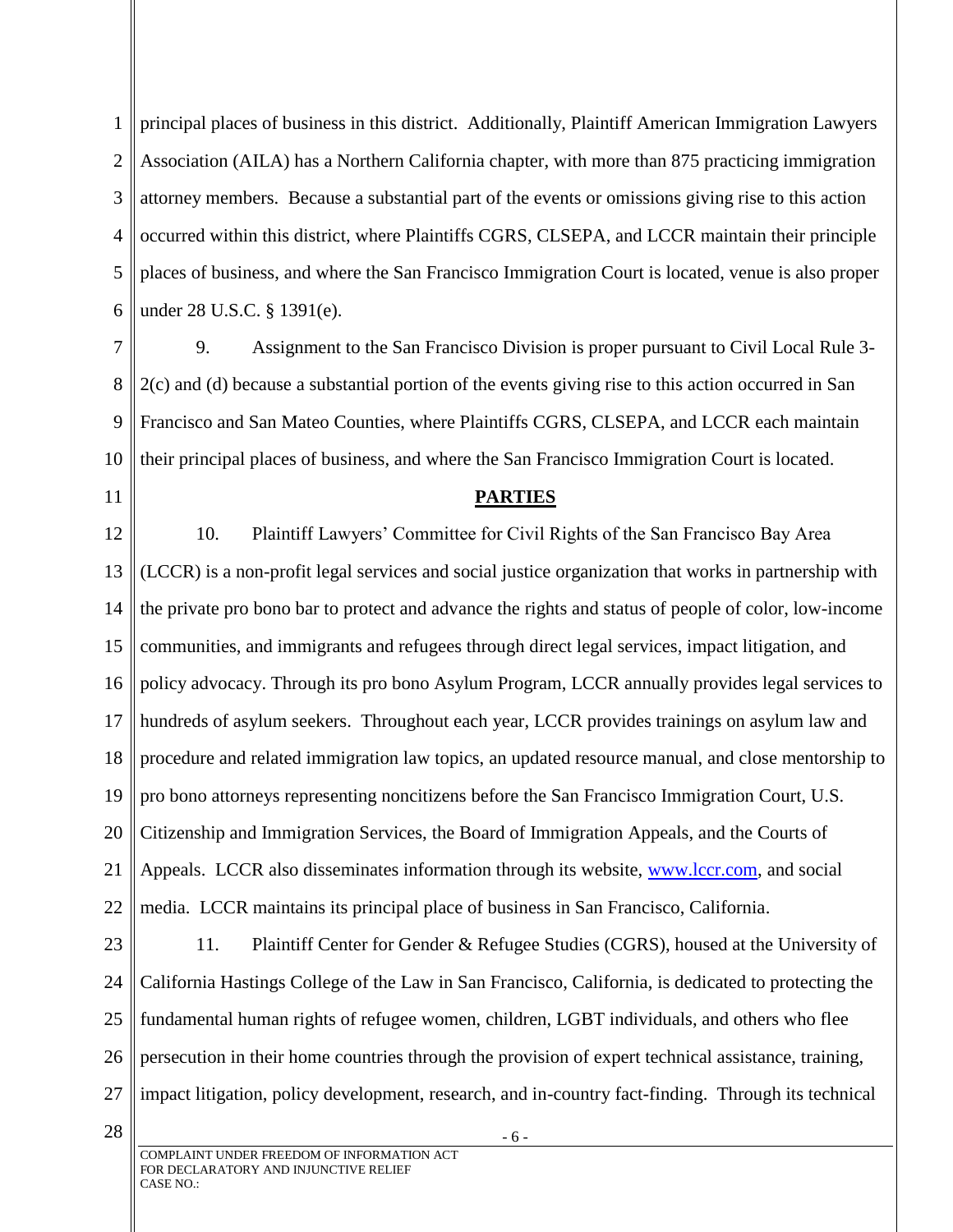principal places of business in this district. Additionally, Plaintiff American Immigration Lawyers Association (AILA) has a Northern California chapter, with more than 875 practicing immigration attorney members. Because a substantial part of the events or omissions giving rise to this action occurred within this district, where Plaintiffs CGRS, CLSEPA, and LCCR maintain their principle places of business, and where the San Francisco Immigration Court is located, venue is also proper under 28 U.S.C. § 1391(e).

9. Assignment to the San Francisco Division is proper pursuant to Civil Local Rule 3-2(c) and (d) because a substantial portion of the events giving rise to this action occurred in San Francisco and San Mateo Counties, where Plaintiffs CGRS, CLSEPA, and LCCR each maintain their principal places of business, and where the San Francisco Immigration Court is located.

## PARTIES

10. Plaintiff Lawyers' Committee for Civil Rights of the San Francisco Bay Area (LCCR) is a non-profit legal services and social justice organization that works in partnership with the private pro bono bar to protect and advance the rights and status of people of color, low-income communities, and immigrants and refugees through direct legal services, impact litigation, and policy advocacy. Through its pro bono Asylum Program, LCCR annually provides legal services to hundreds of asylum seekers. Throughout each year, LCCR provides trainings on asylum law and procedure and related immigration law topics, an updated resource manual, and close mentorship to pro bono attorneys representing noncitizens before the San Francisco Immigration Court, U.S. Citizenship and Immigration Services, the Board of Immigration Appeals, and the Courts of Appeals. LCCR also disseminates information through its website, www.lccr.com, and social media. LCCR maintains its principal place of business in San Francisco, California.

11. Plaintiff Center for Gender & Refugee Studies (CGRS), housed at the University of California Hastings College of the Law in San Francisco, California, is dedicated to protecting the fundamental human rights of refugee women, children, LGBT individuals, and others who flee persecution in their home countries through the provision of expert technical assistance, training, impact litigation, policy development, research, and in-country fact-finding. Through its technical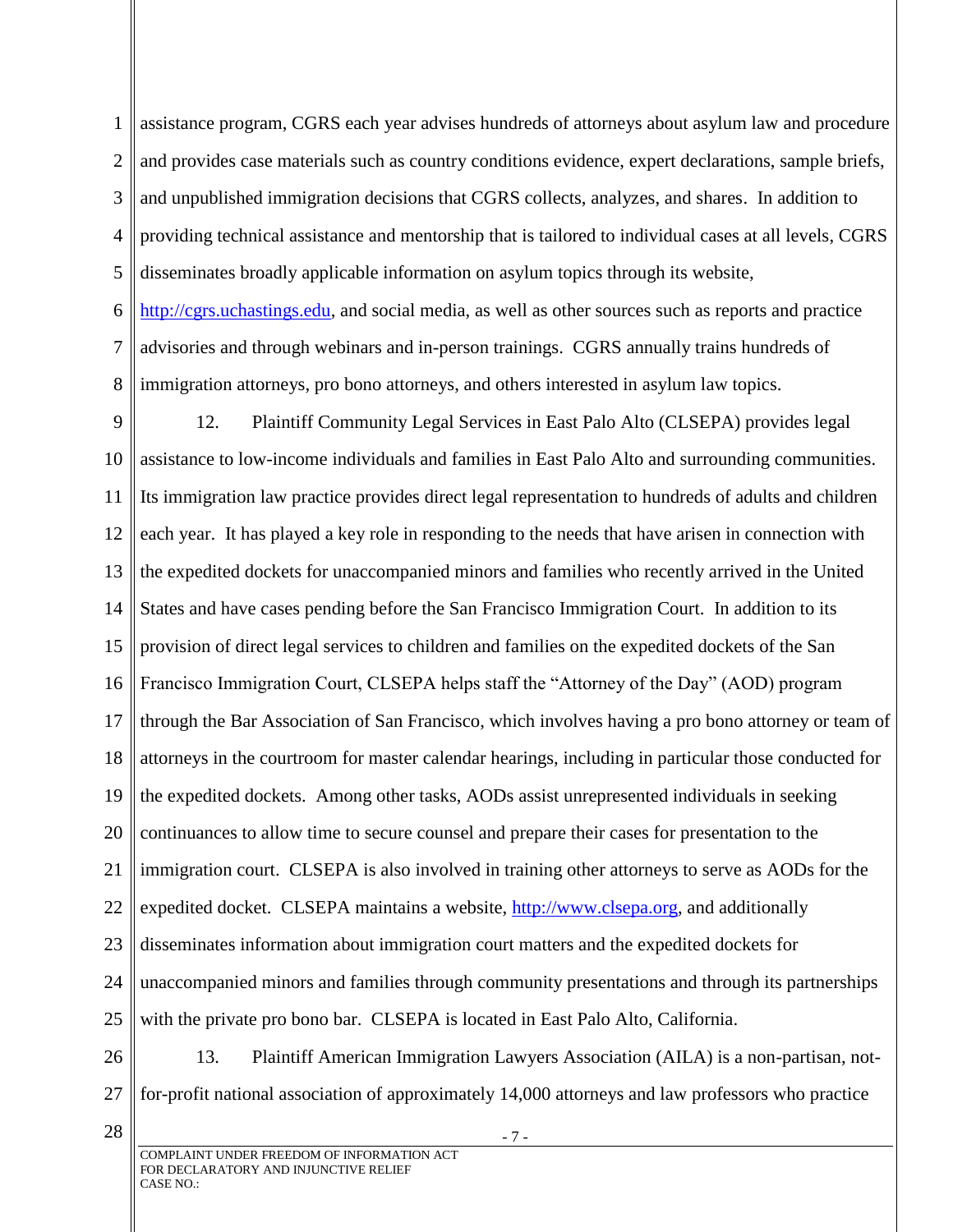assistance program, CGRS each year advises hundreds of attorneys about asylum law and procedure and provides case materials such as country conditions evidence, expert declarations, sample briefs, and unpublished immigration decisions that CGRS collects, analyzes, and shares. In addition to providing technical assistance and mentorship that is tailored to individual cases at all levels, CGRS disseminates broadly applicable information on asylum topics through its website, http://cgrs.uchastings.edu, and social media, as well as other sources such as reports and practice advisories and through webinars and in-person trainings. CGRS annually trains hundreds of immigration attorneys, pro bono attorneys, and others interested in asylum law topics.

12. Plaintiff Community Legal Services in East Palo Alto (CLSEPA) provides legal assistance to low-income individuals and families in East Palo Alto and surrounding communities. Its immigration law practice provides direct legal representation to hundreds of adults and children each year. It has played a key role in responding to the needs that have arisen in connection with the expedited dockets for unaccompanied minors and families who recently arrived in the United States and have cases pending before the San Francisco Immigration Court. In addition to its provision of direct legal services to children and families on the expedited dockets of the San Francisco Immigration Court, CLSEPA helps staff the "Attorney of the Day" (AOD) program through the Bar Association of San Francisco, which involves having a pro bono attorney or team of attorneys in the courtroom for master calendar hearings, including in particular those conducted for the expedited dockets. Among other tasks, AODs assist unrepresented individuals in seeking continuances to allow time to secure counsel and prepare their cases for presentation to the immigration court. CLSEPA is also involved in training other attorneys to serve as AODs for the expedited docket. CLSEPA maintains a website, http://www.clsepa.org, and additionally disseminates information about immigration court matters and the expedited dockets for unaccompanied minors and families through community presentations and through its partnerships with the private pro bono bar. CLSEPA is located in East Palo Alto, California.

13. Plaintiff American Immigration Lawyers Association (AILA) is a non-partisan, not-for-profit national association of approximately 14,000 attorneys and law professors who practice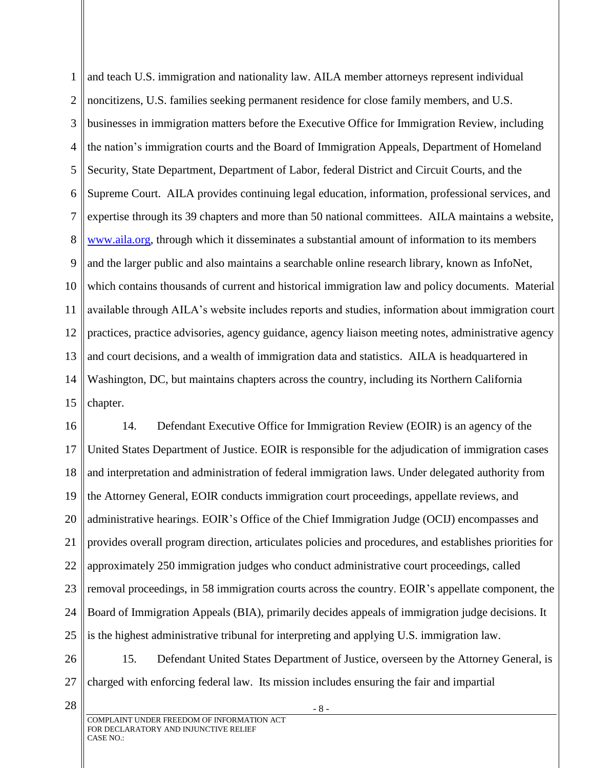and teach U.S. immigration and nationality law. AILA member attorneys represent individual noncitizens, U.S. families seeking permanent residence for close family members, and U.S. businesses in immigration matters before the Executive Office for Immigration Review, including the nation's immigration courts and the Board of Immigration Appeals, Department of Homeland Security, State Department, Department of Labor, federal District and Circuit Courts, and the Supreme Court. AILA provides continuing legal education, information, professional services, and expertise through its 39 chapters and more than 50 national committees. AILA maintains a website, [www.aila.org](www.aila.org), through which it disseminates a substantial amount of information to its members and the larger public and also maintains a searchable online research library, known as InfoNet, which contains thousands of current and historical immigration law and policy documents. Material available through AILA's website includes reports and studies, information about immigration court practices, practice advisories, agency guidance, agency liaison meeting notes, administrative agency and court decisions, and a wealth of immigration data and statistics. AILA is headquartered in Washington, DC, but maintains chapters across the country, including its Northern California chapter.

14. Defendant Executive Office for Immigration Review (EOIR) is an agency of the United States Department of Justice. EOIR is responsible for the adjudication of immigration cases and interpretation and administration of federal immigration laws. Under delegated authority from the Attorney General, EOIR conducts immigration court proceedings, appellate reviews, and administrative hearings. EOIR's Office of the Chief Immigration Judge (OCIJ) encompasses and provides overall program direction, articulates policies and procedures, and establishes priorities for approximately 250 immigration judges who conduct administrative court proceedings, called removal proceedings, in 58 immigration courts across the country. EOIR's appellate component, the Board of Immigration Appeals (BIA), primarily decides appeals of immigration judge decisions. It is the highest administrative tribunal for interpreting and applying U.S. immigration law.

15. Defendant United States Department of Justice, overseen by the Attorney General, is charged with enforcing federal law. Its mission includes ensuring the fair and impartial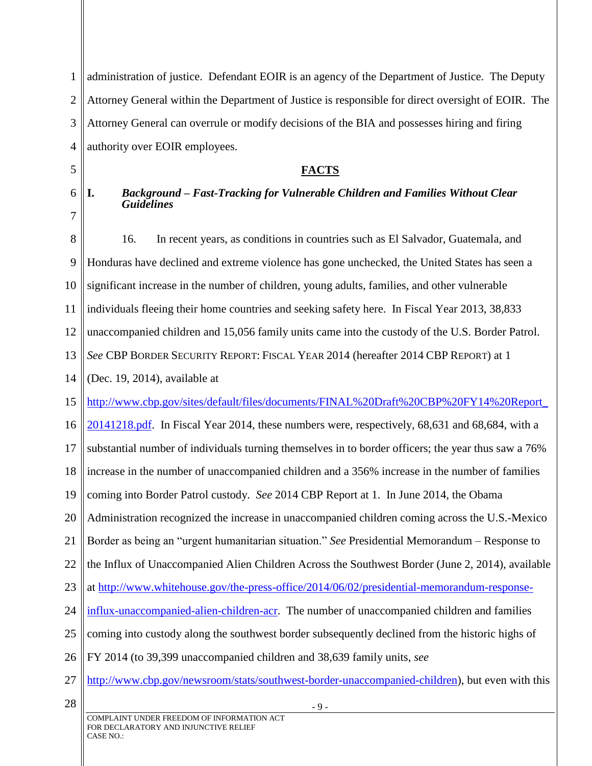administration of justice. Defendant EOIR is an agency of the Department of Justice. The Deputy Attorney General within the Department of Justice is responsible for direct oversight of EOIR. The Attorney General can overrule or modify decisions of the BIA and possesses hiring and firing authority over EOIR employees.

## FACTS

### I. *Background – Fast-Tracking for Vulnerable Children and Families Without Clear Guidelines*

16. In recent years, as conditions in countries such as El Salvador, Guatemala, and Honduras have declined and extreme violence has gone unchecked, the United States has seen a significant increase in the number of children, young adults, families, and other vulnerable individuals fleeing their home countries and seeking safety here. In Fiscal Year 2013, 38,833 unaccompanied children and 15,056 family units came into the custody of the U.S. Border Patrol. *See* CBP BORDER SECURITY REPORT: FISCAL YEAR 2014 (hereafter 2014 CBP REPORT) at 1 (Dec. 19, 2014), available at http://www.cbp.gov/sites/default/files/documents/FINAL%20Draft%20CBP%20FY14%20Report_20141218.pdf. In Fiscal Year 2014, these numbers were, respectively, 68,631 and 68,684, with a substantial number of individuals turning themselves in to border officers; the year thus saw a 76% increase in the number of unaccompanied children and a 356% increase in the number of families coming into Border Patrol custody. *See* 2014 CBP Report at 1. In June 2014, the Obama Administration recognized the increase in unaccompanied children coming across the U.S.-Mexico Border as being an "urgent humanitarian situation." *See* Presidential Memorandum – Response to the Influx of Unaccompanied Alien Children Across the Southwest Border (June 2, 2014), available at http://www.whitehouse.gov/the-press-office/2014/06/02/presidential-memorandum-response-influx-unaccompanied-alien-children-acr. The number of unaccompanied children and families coming into custody along the southwest border subsequently declined from the historic highs of FY 2014 (to 39,399 unaccompanied children and 38,639 family units, *see* http://www.cbp.gov/newsroom/stats/southwest-border-unaccompanied-children), but even with this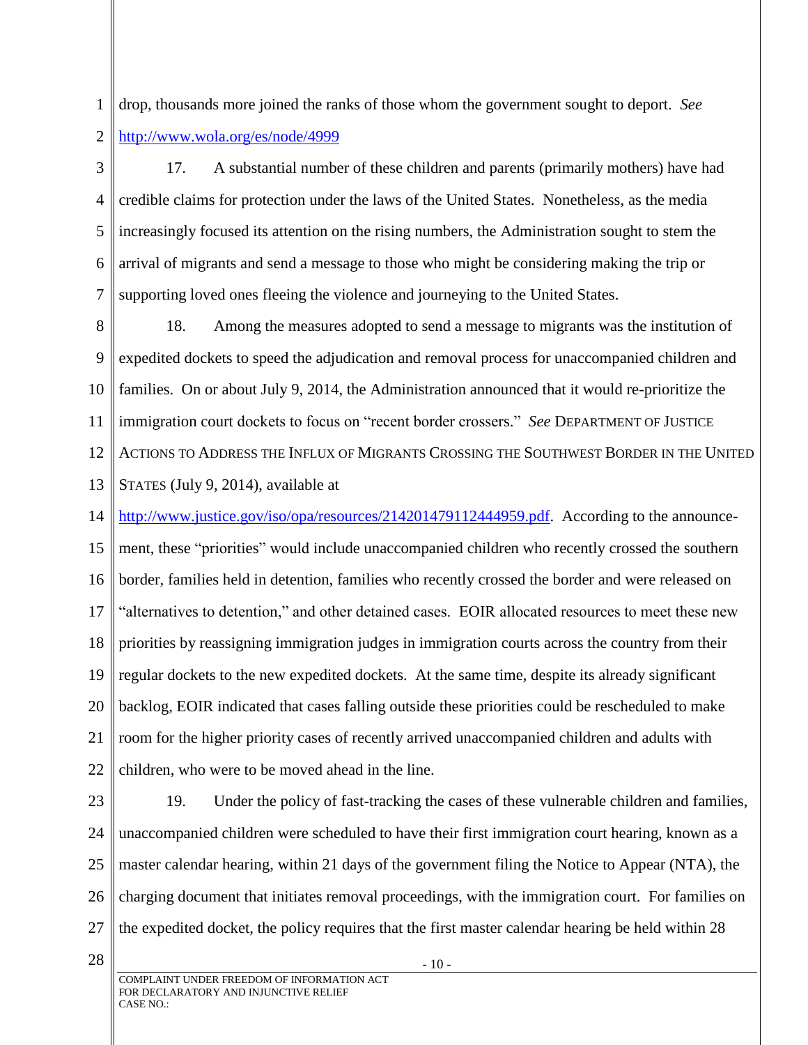drop, thousands more joined the ranks of those whom the government sought to deport. *See* http://www.wola.org/es/node/4999

17. A substantial number of these children and parents (primarily mothers) have had credible claims for protection under the laws of the United States. Nonetheless, as the media increasingly focused its attention on the rising numbers, the Administration sought to stem the arrival of migrants and send a message to those who might be considering making the trip or supporting loved ones fleeing the violence and journeying to the United States.

18. Among the measures adopted to send a message to migrants was the institution of expedited dockets to speed the adjudication and removal process for unaccompanied children and families. On or about July 9, 2014, the Administration announced that it would re-prioritize the immigration court dockets to focus on "recent border crossers." *See* DEPARTMENT OF JUSTICE ACTIONS TO ADDRESS THE INFLUX OF MIGRANTS CROSSING THE SOUTHWEST BORDER IN THE UNITED STATES (July 9, 2014), available at http://www.justice.gov/iso/opa/resources/214201479112444959.pdf. According to the announcement, these "priorities" would include unaccompanied children who recently crossed the southern border, families held in detention, families who recently crossed the border and were released on "alternatives to detention," and other detained cases. EOIR allocated resources to meet these new priorities by reassigning immigration judges in immigration courts across the country from their regular dockets to the new expedited dockets. At the same time, despite its already significant backlog, EOIR indicated that cases falling outside these priorities could be rescheduled to make room for the higher priority cases of recently arrived unaccompanied children and adults with children, who were to be moved ahead in the line.

19. Under the policy of fast-tracking the cases of these vulnerable children and families, unaccompanied children were scheduled to have their first immigration court hearing, known as a master calendar hearing, within 21 days of the government filing the Notice to Appear (NTA), the charging document that initiates removal proceedings, with the immigration court. For families on the expedited docket, the policy requires that the first master calendar hearing be held within 28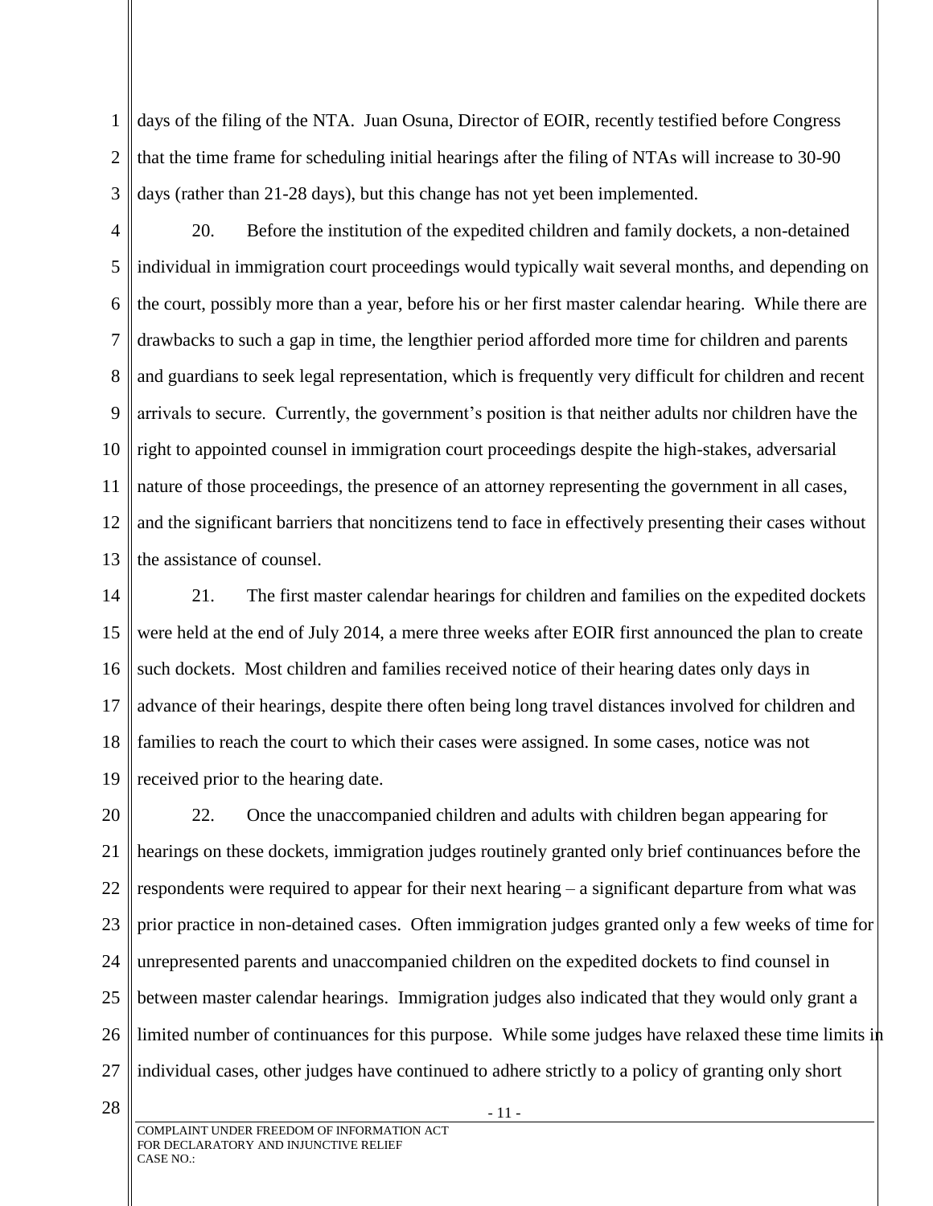days of the filing of the NTA. Juan Osuna, Director of EOIR, recently testified before Congress that the time frame for scheduling initial hearings after the filing of NTAs will increase to 30-90 days (rather than 21-28 days), but this change has not yet been implemented.

20. Before the institution of the expedited children and family dockets, a non-detained individual in immigration court proceedings would typically wait several months, and depending on the court, possibly more than a year, before his or her first master calendar hearing. While there are drawbacks to such a gap in time, the lengthier period afforded more time for children and parents and guardians to seek legal representation, which is frequently very difficult for children and recent arrivals to secure. Currently, the government's position is that neither adults nor children have the right to appointed counsel in immigration court proceedings despite the high-stakes, adversarial nature of those proceedings, the presence of an attorney representing the government in all cases, and the significant barriers that noncitizens tend to face in effectively presenting their cases without the assistance of counsel.

21. The first master calendar hearings for children and families on the expedited dockets were held at the end of July 2014, a mere three weeks after EOIR first announced the plan to create such dockets. Most children and families received notice of their hearing dates only days in advance of their hearings, despite there often being long travel distances involved for children and families to reach the court to which their cases were assigned. In some cases, notice was not received prior to the hearing date.

22. Once the unaccompanied children and adults with children began appearing for hearings on these dockets, immigration judges routinely granted only brief continuances before the respondents were required to appear for their next hearing – a significant departure from what was prior practice in non-detained cases. Often immigration judges granted only a few weeks of time for unrepresented parents and unaccompanied children on the expedited dockets to find counsel in between master calendar hearings. Immigration judges also indicated that they would only grant a limited number of continuances for this purpose. While some judges have relaxed these time limits in individual cases, other judges have continued to adhere strictly to a policy of granting only short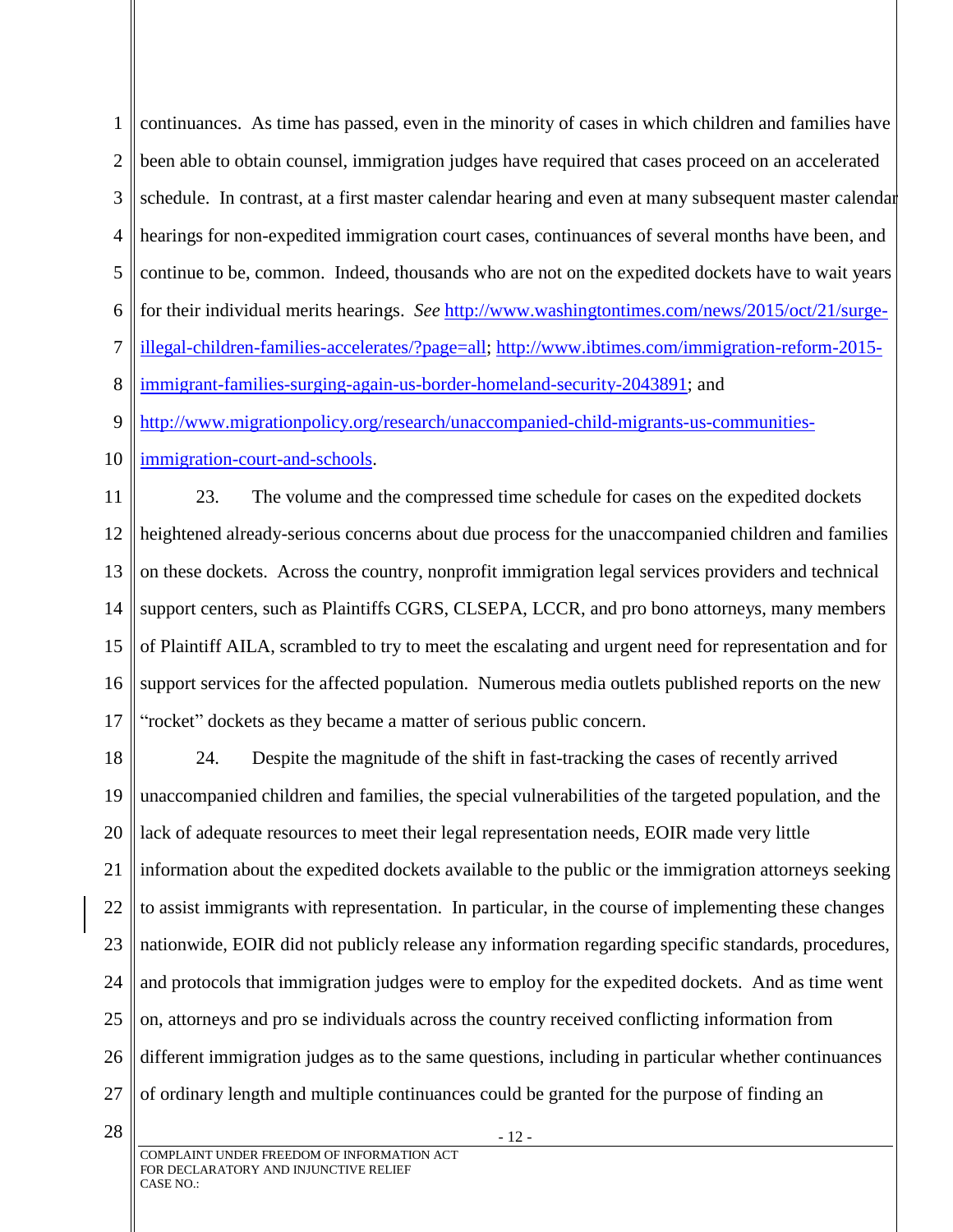continuances. As time has passed, even in the minority of cases in which children and families have been able to obtain counsel, immigration judges have required that cases proceed on an accelerated schedule. In contrast, at a first master calendar hearing and even at many subsequent master calendar hearings for non-expedited immigration court cases, continuances of several months have been, and continue to be, common. Indeed, thousands who are not on the expedited dockets have to wait years for their individual merits hearings. *See* [http://www.washingtontimes.com/news/2015/oct/21/surge-illegal-children-families-accelerates/?page=all](http://www.washingtontimes.com/news/2015/oct/21/surge-illegal-children-families-accelerates/?page=all); [http://www.ibtimes.com/immigration-reform-2015-immigrant-families-surging-again-us-border-homeland-security-2043891](http://www.ibtimes.com/immigration-reform-2015-immigrant-families-surging-again-us-border-homeland-security-2043891); and [http://www.migrationpolicy.org/research/unaccompanied-child-migrants-us-communities-immigration-court-and-schools](http://www.migrationpolicy.org/research/unaccompanied-child-migrants-us-communities-immigration-court-and-schools).

23. The volume and the compressed time schedule for cases on the expedited dockets heightened already-serious concerns about due process for the unaccompanied children and families on these dockets. Across the country, nonprofit immigration legal services providers and technical support centers, such as Plaintiffs CGRS, CLSEPA, LCCR, and pro bono attorneys, many members of Plaintiff AILA, scrambled to try to meet the escalating and urgent need for representation and for support services for the affected population. Numerous media outlets published reports on the new "rocket" dockets as they became a matter of serious public concern.

24. Despite the magnitude of the shift in fast-tracking the cases of recently arrived unaccompanied children and families, the special vulnerabilities of the targeted population, and the lack of adequate resources to meet their legal representation needs, EOIR made very little information about the expedited dockets available to the public or the immigration attorneys seeking to assist immigrants with representation. In particular, in the course of implementing these changes nationwide, EOIR did not publicly release any information regarding specific standards, procedures, and protocols that immigration judges were to employ for the expedited dockets. And as time went on, attorneys and pro se individuals across the country received conflicting information from different immigration judges as to the same questions, including in particular whether continuances of ordinary length and multiple continuances could be granted for the purpose of finding an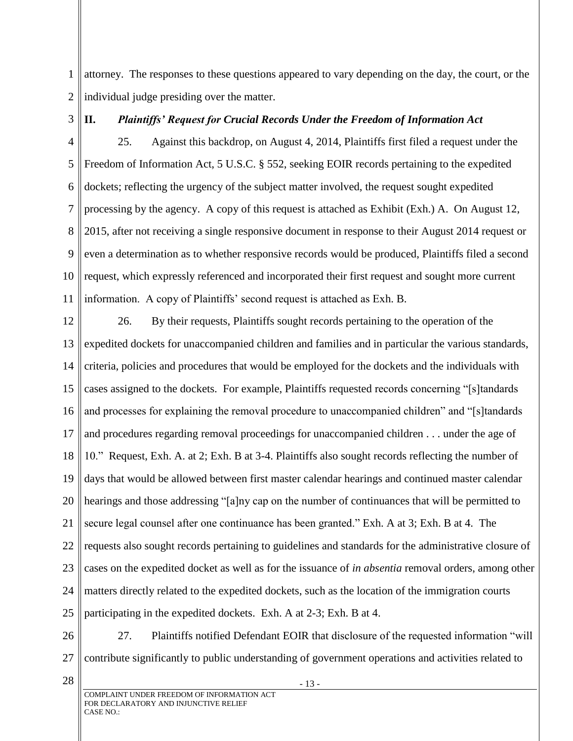attorney. The responses to these questions appeared to vary depending on the day, the court, or the individual judge presiding over the matter.

## II. *Plaintiffs' Request for Crucial Records Under the Freedom of Information Act*

25. Against this backdrop, on August 4, 2014, Plaintiffs first filed a request under the Freedom of Information Act, 5 U.S.C. § 552, seeking EOIR records pertaining to the expedited dockets; reflecting the urgency of the subject matter involved, the request sought expedited processing by the agency. A copy of this request is attached as Exhibit (Exh.) A. On August 12, 2015, after not receiving a single responsive document in response to their August 2014 request or even a determination as to whether responsive records would be produced, Plaintiffs filed a second request, which expressly referenced and incorporated their first request and sought more current information. A copy of Plaintiffs' second request is attached as Exh. B.

26. By their requests, Plaintiffs sought records pertaining to the operation of the expedited dockets for unaccompanied children and families and in particular the various standards, criteria, policies and procedures that would be employed for the dockets and the individuals with cases assigned to the dockets. For example, Plaintiffs requested records concerning "[s]tandards and processes for explaining the removal procedure to unaccompanied children" and "[s]tandards and procedures regarding removal proceedings for unaccompanied children . . . under the age of 10." Request, Exh. A. at 2; Exh. B at 3-4. Plaintiffs also sought records reflecting the number of days that would be allowed between first master calendar hearings and continued master calendar hearings and those addressing "[a]ny cap on the number of continuances that will be permitted to secure legal counsel after one continuance has been granted." Exh. A at 3; Exh. B at 4. The requests also sought records pertaining to guidelines and standards for the administrative closure of cases on the expedited docket as well as for the issuance of *in absentia* removal orders, among other matters directly related to the expedited dockets, such as the location of the immigration courts participating in the expedited dockets. Exh. A at 2-3; Exh. B at 4.

27. Plaintiffs notified Defendant EOIR that disclosure of the requested information "will contribute significantly to public understanding of government operations and activities related to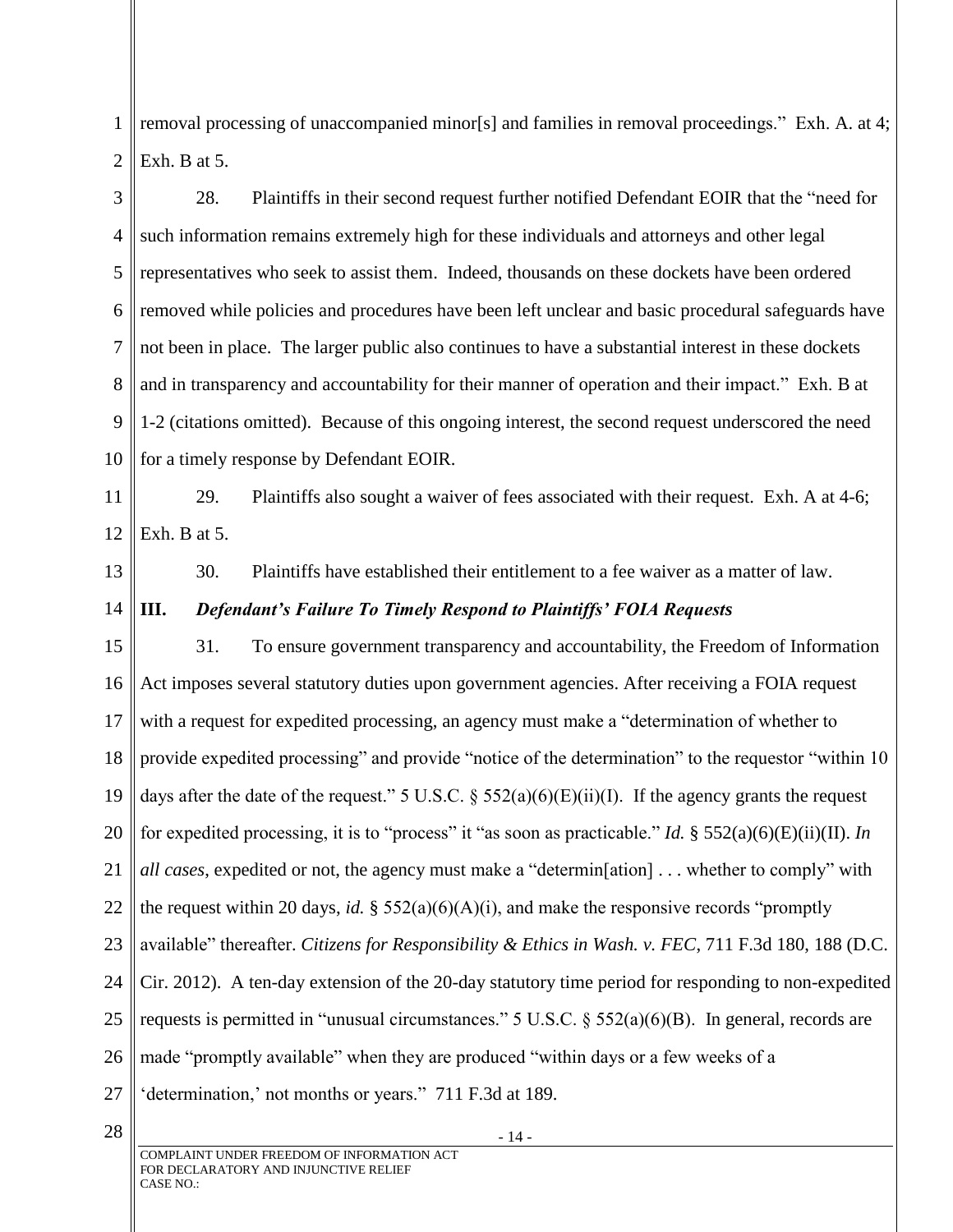removal processing of unaccompanied minor[s] and families in removal proceedings." Exh. A. at 4; Exh. B at 5.

28. Plaintiffs in their second request further notified Defendant EOIR that the "need for such information remains extremely high for these individuals and attorneys and other legal representatives who seek to assist them. Indeed, thousands on these dockets have been ordered removed while policies and procedures have been left unclear and basic procedural safeguards have not been in place. The larger public also continues to have a substantial interest in these dockets and in transparency and accountability for their manner of operation and their impact." Exh. B at 1-2 (citations omitted). Because of this ongoing interest, the second request underscored the need for a timely response by Defendant EOIR.

29. Plaintiffs also sought a waiver of fees associated with their request. Exh. A at 4-6; Exh. B at 5.

30. Plaintiffs have established their entitlement to a fee waiver as a matter of law.

### III. *Defendant's Failure To Timely Respond to Plaintiffs' FOIA Requests*

31. To ensure government transparency and accountability, the Freedom of Information Act imposes several statutory duties upon government agencies. After receiving a FOIA request with a request for expedited processing, an agency must make a "determination of whether to provide expedited processing" and provide "notice of the determination" to the requestor "within 10 days after the date of the request." 5 U.S.C. § 552(a)(6)(E)(ii)(I). If the agency grants the request for expedited processing, it is to "process" it "as soon as practicable." *Id.* § 552(a)(6)(E)(ii)(II). *In all cases*, expedited or not, the agency must make a "determin[ation] . . . whether to comply" with the request within 20 days, *id.* § 552(a)(6)(A)(i), and make the responsive records "promptly available" thereafter. *Citizens for Responsibility & Ethics in Wash. v. FEC*, 711 F.3d 180, 188 (D.C. Cir. 2012). A ten-day extension of the 20-day statutory time period for responding to non-expedited requests is permitted in "unusual circumstances." 5 U.S.C. § 552(a)(6)(B). In general, records are made "promptly available" when they are produced "within days or a few weeks of a 'determination,' not months or years." 711 F.3d at 189.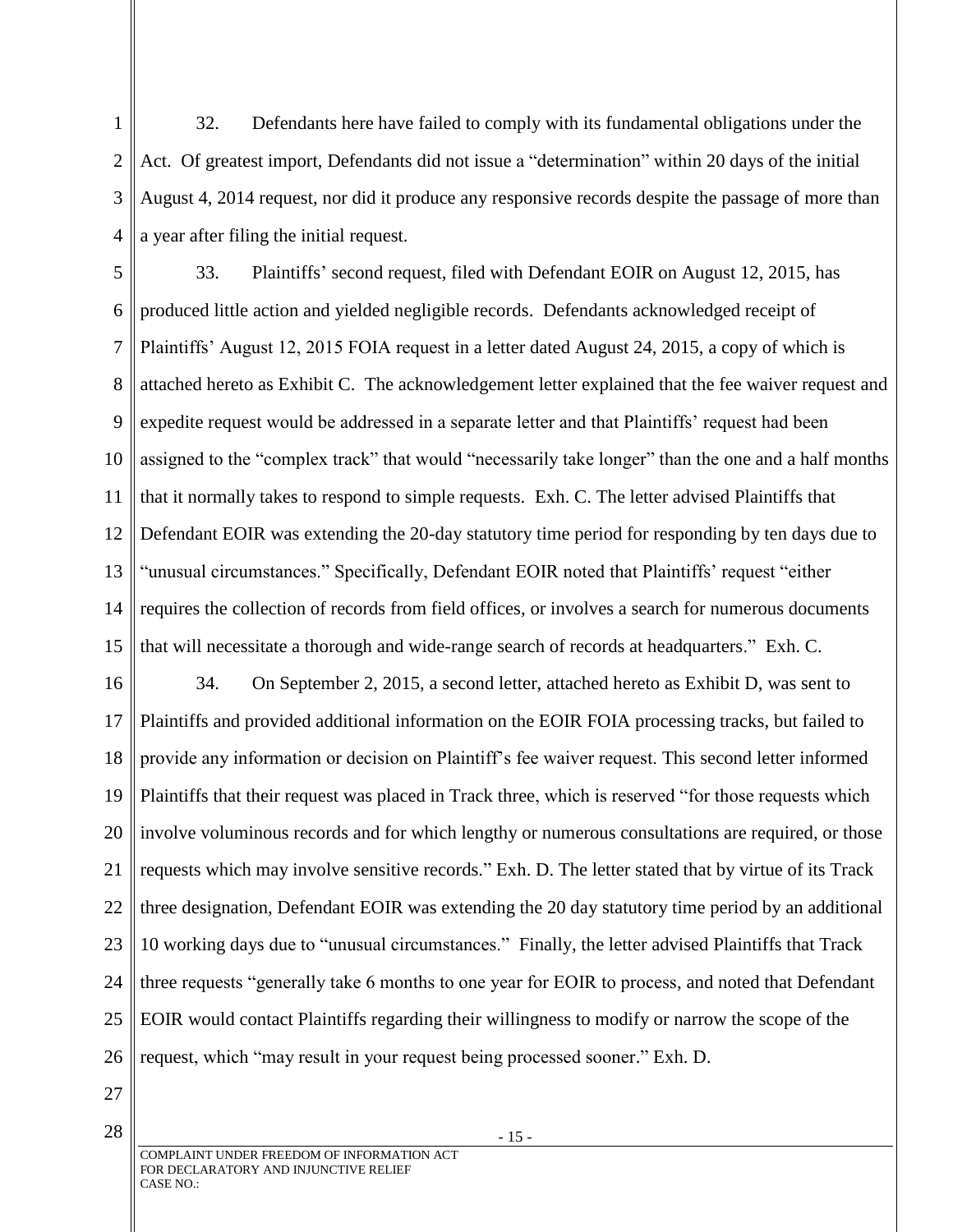32. Defendants here have failed to comply with its fundamental obligations under the Act. Of greatest import, Defendants did not issue a "determination" within 20 days of the initial August 4, 2014 request, nor did it produce any responsive records despite the passage of more than a year after filing the initial request.

33. Plaintiffs' second request, filed with Defendant EOIR on August 12, 2015, has produced little action and yielded negligible records. Defendants acknowledged receipt of Plaintiffs' August 12, 2015 FOIA request in a letter dated August 24, 2015, a copy of which is attached hereto as Exhibit C. The acknowledgement letter explained that the fee waiver request and expedite request would be addressed in a separate letter and that Plaintiffs' request had been assigned to the "complex track" that would "necessarily take longer" than the one and a half months that it normally takes to respond to simple requests. Exh. C. The letter advised Plaintiffs that Defendant EOIR was extending the 20-day statutory time period for responding by ten days due to "unusual circumstances." Specifically, Defendant EOIR noted that Plaintiffs' request "either requires the collection of records from field offices, or involves a search for numerous documents that will necessitate a thorough and wide-range search of records at headquarters." Exh. C.

34. On September 2, 2015, a second letter, attached hereto as Exhibit D, was sent to Plaintiffs and provided additional information on the EOIR FOIA processing tracks, but failed to provide any information or decision on Plaintiff's fee waiver request. This second letter informed Plaintiffs that their request was placed in Track three, which is reserved "for those requests which involve voluminous records and for which lengthy or numerous consultations are required, or those requests which may involve sensitive records." Exh. D. The letter stated that by virtue of its Track three designation, Defendant EOIR was extending the 20 day statutory time period by an additional 10 working days due to "unusual circumstances." Finally, the letter advised Plaintiffs that Track three requests "generally take 6 months to one year for EOIR to process, and noted that Defendant EOIR would contact Plaintiffs regarding their willingness to modify or narrow the scope of the request, which "may result in your request being processed sooner." Exh. D.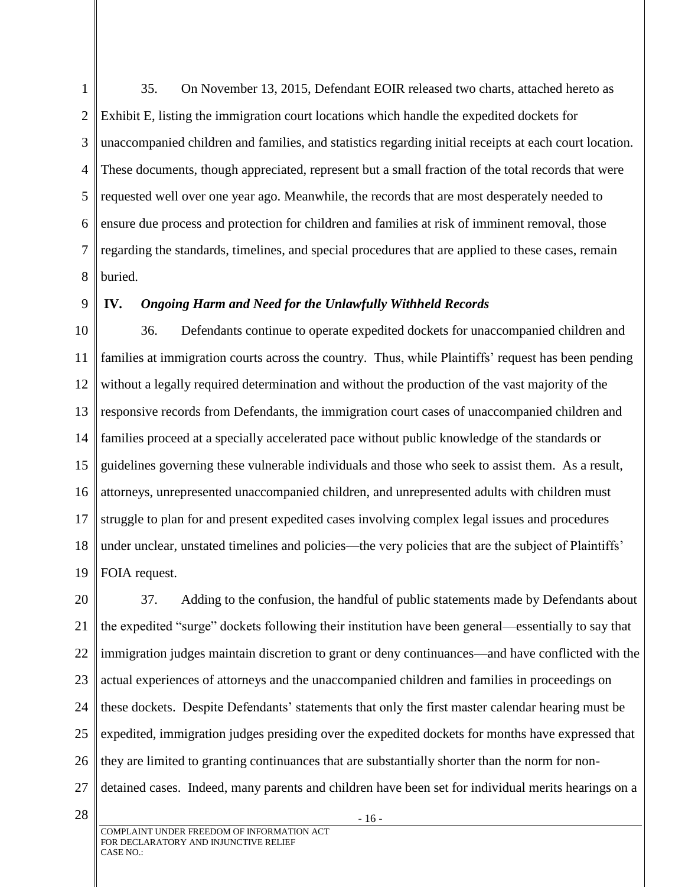35. On November 13, 2015, Defendant EOIR released two charts, attached hereto as Exhibit E, listing the immigration court locations which handle the expedited dockets for unaccompanied children and families, and statistics regarding initial receipts at each court location. These documents, though appreciated, represent but a small fraction of the total records that were requested well over one year ago. Meanwhile, the records that are most desperately needed to ensure due process and protection for children and families at risk of imminent removal, those regarding the standards, timelines, and special procedures that are applied to these cases, remain buried.

### IV. *Ongoing Harm and Need for the Unlawfully Withheld Records*

36. Defendants continue to operate expedited dockets for unaccompanied children and families at immigration courts across the country. Thus, while Plaintiffs' request has been pending without a legally required determination and without the production of the vast majority of the responsive records from Defendants, the immigration court cases of unaccompanied children and families proceed at a specially accelerated pace without public knowledge of the standards or guidelines governing these vulnerable individuals and those who seek to assist them. As a result, attorneys, unrepresented unaccompanied children, and unrepresented adults with children must struggle to plan for and present expedited cases involving complex legal issues and procedures under unclear, unstated timelines and policies—the very policies that are the subject of Plaintiffs' FOIA request.

37. Adding to the confusion, the handful of public statements made by Defendants about the expedited "surge" dockets following their institution have been general—essentially to say that immigration judges maintain discretion to grant or deny continuances—and have conflicted with the actual experiences of attorneys and the unaccompanied children and families in proceedings on these dockets. Despite Defendants' statements that only the first master calendar hearing must be expedited, immigration judges presiding over the expedited dockets for months have expressed that they are limited to granting continuances that are substantially shorter than the norm for non-detained cases. Indeed, many parents and children have been set for individual merits hearings on a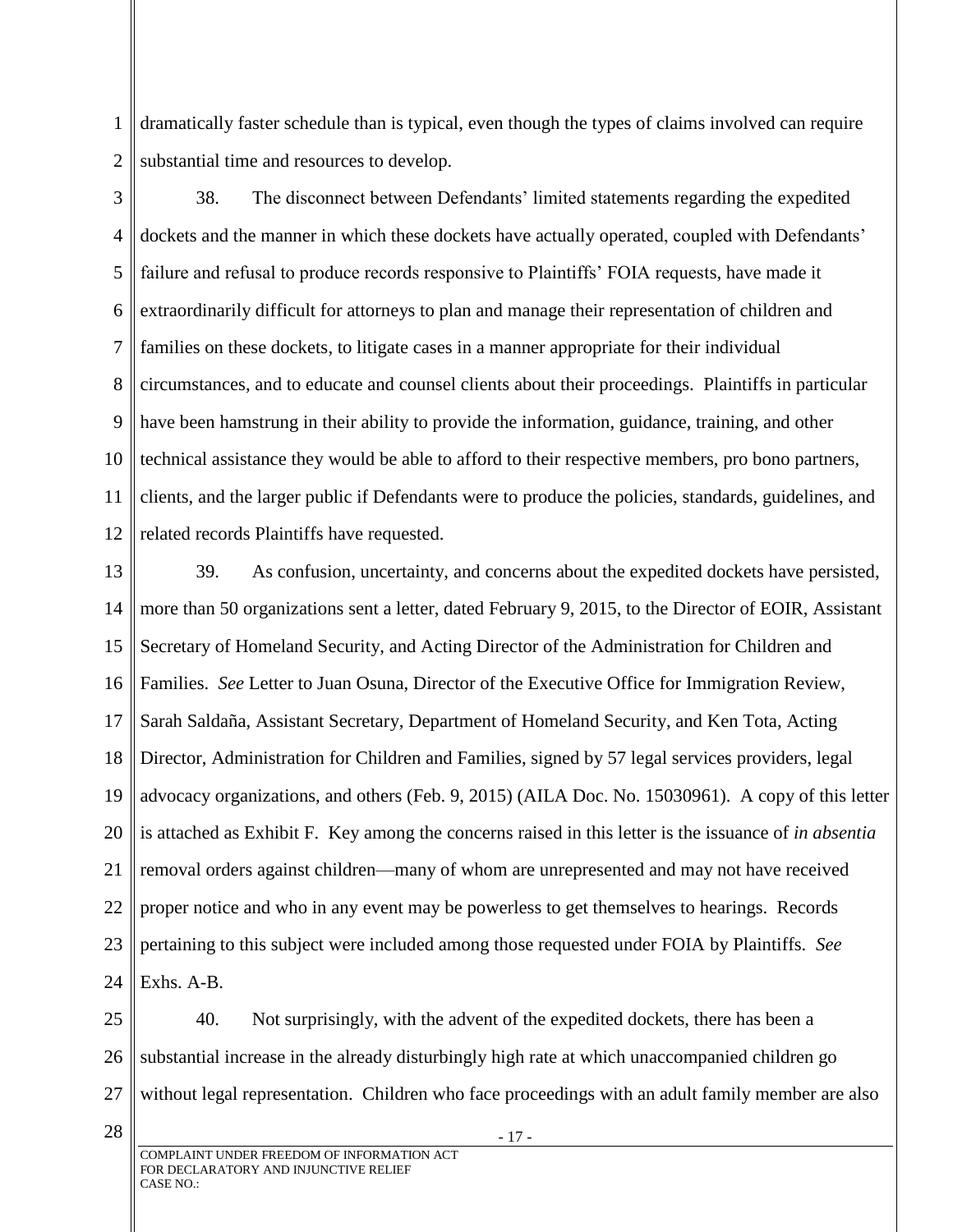dramatically faster schedule than is typical, even though the types of claims involved can require substantial time and resources to develop.

38. The disconnect between Defendants' limited statements regarding the expedited dockets and the manner in which these dockets have actually operated, coupled with Defendants' failure and refusal to produce records responsive to Plaintiffs' FOIA requests, have made it extraordinarily difficult for attorneys to plan and manage their representation of children and families on these dockets, to litigate cases in a manner appropriate for their individual circumstances, and to educate and counsel clients about their proceedings. Plaintiffs in particular have been hamstrung in their ability to provide the information, guidance, training, and other technical assistance they would be able to afford to their respective members, pro bono partners, clients, and the larger public if Defendants were to produce the policies, standards, guidelines, and related records Plaintiffs have requested.

39. As confusion, uncertainty, and concerns about the expedited dockets have persisted, more than 50 organizations sent a letter, dated February 9, 2015, to the Director of EOIR, Assistant Secretary of Homeland Security, and Acting Director of the Administration for Children and Families. *See* Letter to Juan Osuna, Director of the Executive Office for Immigration Review, Sarah Saldaña, Assistant Secretary, Department of Homeland Security, and Ken Tota, Acting Director, Administration for Children and Families, signed by 57 legal services providers, legal advocacy organizations, and others (Feb. 9, 2015) (AILA Doc. No. 15030961). A copy of this letter is attached as Exhibit F. Key among the concerns raised in this letter is the issuance of *in absentia* removal orders against children—many of whom are unrepresented and may not have received proper notice and who in any event may be powerless to get themselves to hearings. Records pertaining to this subject were included among those requested under FOIA by Plaintiffs. *See* Exhs. A-B.

40. Not surprisingly, with the advent of the expedited dockets, there has been a substantial increase in the already disturbingly high rate at which unaccompanied children go without legal representation. Children who face proceedings with an adult family member are also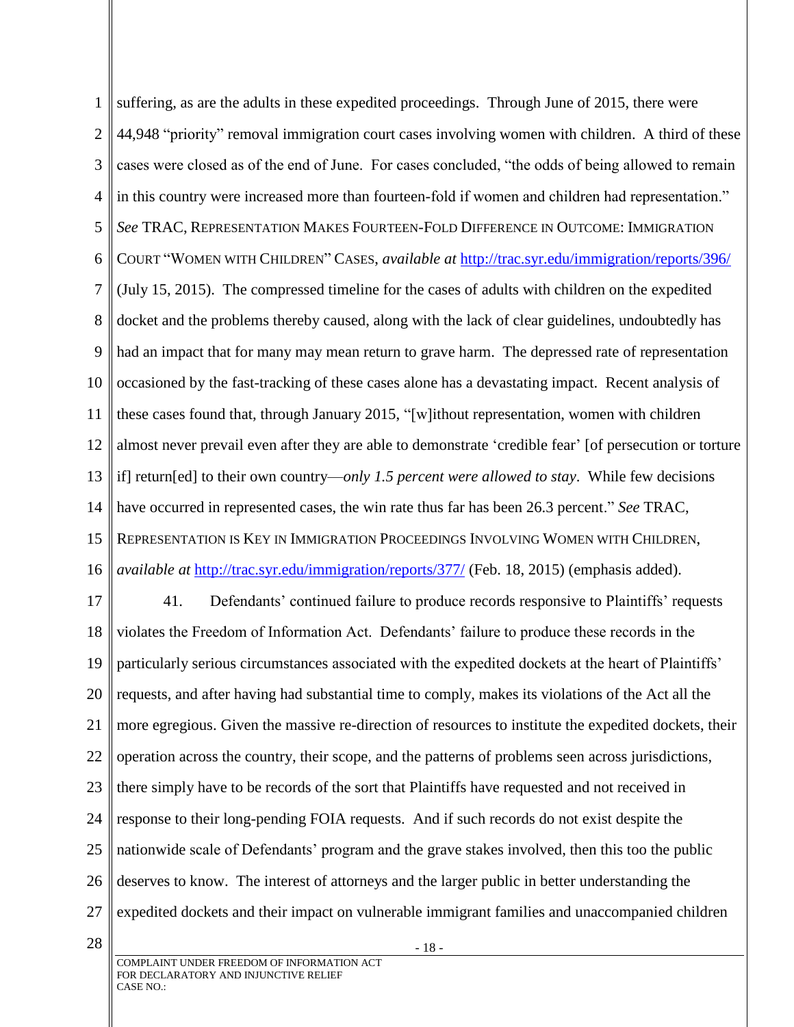suffering, as are the adults in these expedited proceedings. Through June of 2015, there were 44,948 "priority" removal immigration court cases involving women with children. A third of these cases were closed as of the end of June. For cases concluded, "the odds of being allowed to remain in this country were increased more than fourteen-fold if women and children had representation." *See* TRAC, REPRESENTATION MAKES FOURTEEN-FOLD DIFFERENCE IN OUTCOME: IMMIGRATION COURT "WOMEN WITH CHILDREN" CASES, *available at* http://trac.syr.edu/immigration/reports/396/ (July 15, 2015). The compressed timeline for the cases of adults with children on the expedited docket and the problems thereby caused, along with the lack of clear guidelines, undoubtedly has had an impact that for many may mean return to grave harm. The depressed rate of representation occasioned by the fast-tracking of these cases alone has a devastating impact. Recent analysis of these cases found that, through January 2015, "[w]ithout representation, women with children almost never prevail even after they are able to demonstrate 'credible fear' [of persecution or torture if] return[ed] to their own country—*only 1.5 percent were allowed to stay*. While few decisions have occurred in represented cases, the win rate thus far has been 26.3 percent." *See* TRAC, REPRESENTATION IS KEY IN IMMIGRATION PROCEEDINGS INVOLVING WOMEN WITH CHILDREN, *available at* http://trac.syr.edu/immigration/reports/377/ (Feb. 18, 2015) (emphasis added).

41. Defendants' continued failure to produce records responsive to Plaintiffs' requests violates the Freedom of Information Act. Defendants' failure to produce these records in the particularly serious circumstances associated with the expedited dockets at the heart of Plaintiffs' requests, and after having had substantial time to comply, makes its violations of the Act all the more egregious. Given the massive re-direction of resources to institute the expedited dockets, their operation across the country, their scope, and the patterns of problems seen across jurisdictions, there simply have to be records of the sort that Plaintiffs have requested and not received in response to their long-pending FOIA requests. And if such records do not exist despite the nationwide scale of Defendants' program and the grave stakes involved, then this too the public deserves to know. The interest of attorneys and the larger public in better understanding the expedited dockets and their impact on vulnerable immigrant families and unaccompanied children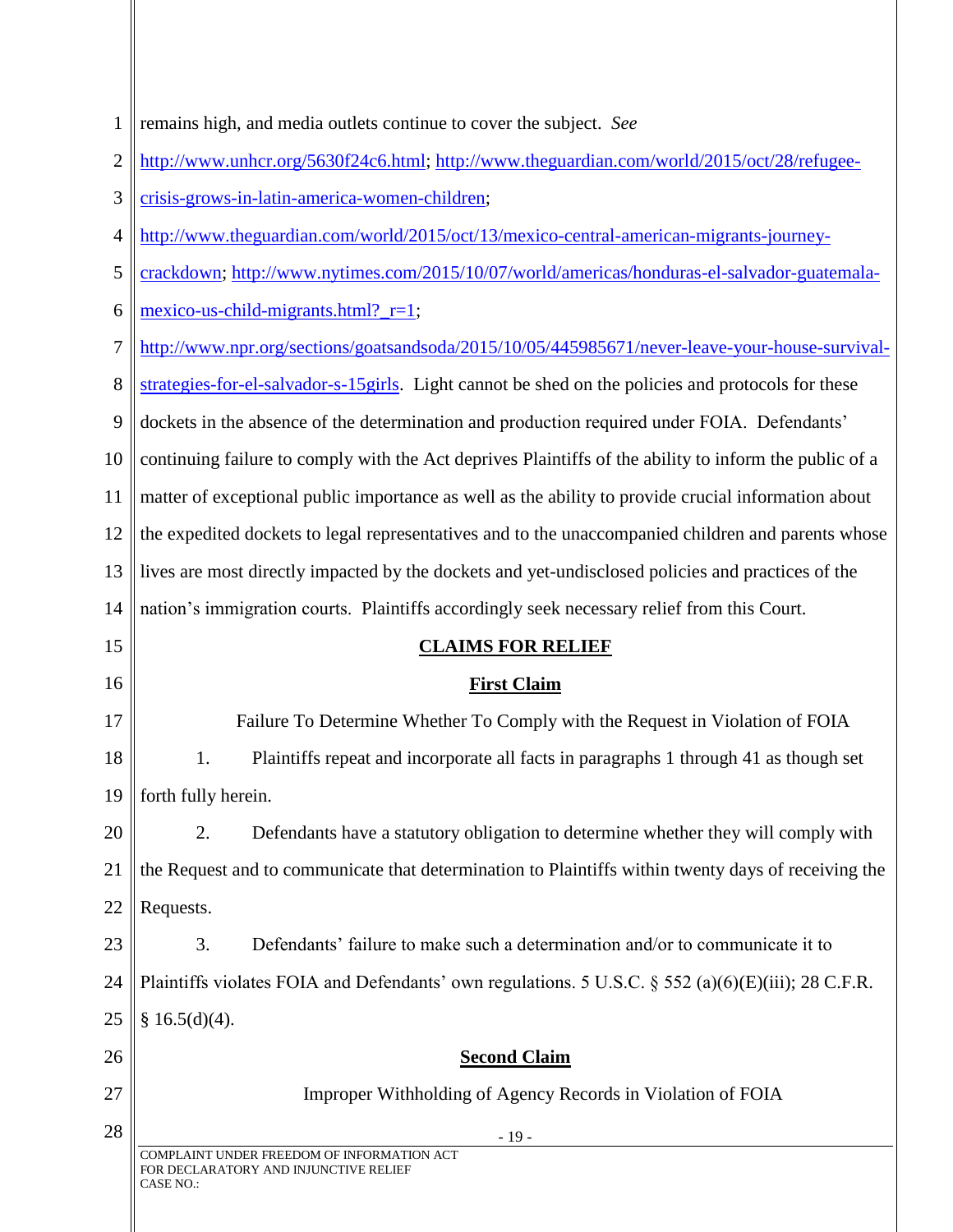remains high, and media outlets continue to cover the subject. *See* http://www.unhcr.org/5630f24c6.html; http://www.theguardian.com/world/2015/oct/28/refugee-crisis-grows-in-latin-america-women-children; http://www.theguardian.com/world/2015/oct/13/mexico-central-american-migrants-journey-crackdown; http://www.nytimes.com/2015/10/07/world/americas/honduras-el-salvador-guatemala-mexico-us-child-migrants.html?_r=1; http://www.npr.org/sections/goatsandsoda/2015/10/05/445985671/never-leave-your-house-survival-strategies-for-el-salvador-s-15girls. Light cannot be shed on the policies and protocols for these dockets in the absence of the determination and production required under FOIA. Defendants' continuing failure to comply with the Act deprives Plaintiffs of the ability to inform the public of a matter of exceptional public importance as well as the ability to provide crucial information about the expedited dockets to legal representatives and to the unaccompanied children and parents whose lives are most directly impacted by the dockets and yet-undisclosed policies and practices of the nation's immigration courts. Plaintiffs accordingly seek necessary relief from this Court.

## CLAIMS FOR RELIEF

### First Claim

Failure To Determine Whether To Comply with the Request in Violation of FOIA

1. Plaintiffs repeat and incorporate all facts in paragraphs 1 through 41 as though set forth fully herein.

2. Defendants have a statutory obligation to determine whether they will comply with the Request and to communicate that determination to Plaintiffs within twenty days of receiving the Requests.

3. Defendants' failure to make such a determination and/or to communicate it to Plaintiffs violates FOIA and Defendants' own regulations. 5 U.S.C. § 552 (a)(6)(E)(iii); 28 C.F.R. § 16.5(d)(4).

### Second Claim

Improper Withholding of Agency Records in Violation of FOIA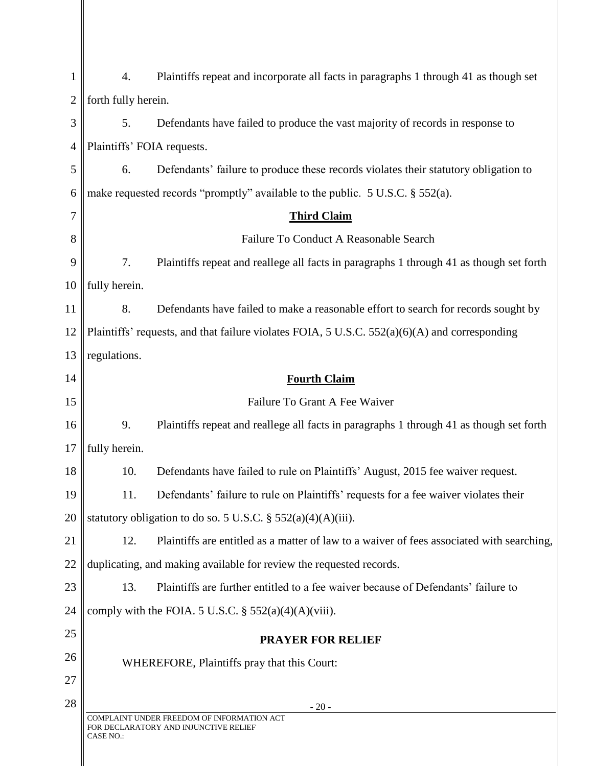4. Plaintiffs repeat and incorporate all facts in paragraphs 1 through 41 as though set forth fully herein.

5. Defendants have failed to produce the vast majority of records in response to Plaintiffs' FOIA requests.

6. Defendants' failure to produce these records violates their statutory obligation to make requested records "promptly" available to the public. 5 U.S.C. § 552(a).

## Third Claim

Failure To Conduct A Reasonable Search

7. Plaintiffs repeat and reallege all facts in paragraphs 1 through 41 as though set forth fully herein.

8. Defendants have failed to make a reasonable effort to search for records sought by Plaintiffs' requests, and that failure violates FOIA, 5 U.S.C. 552(a)(6)(A) and corresponding regulations.

## Fourth Claim

Failure To Grant A Fee Waiver

9. Plaintiffs repeat and reallege all facts in paragraphs 1 through 41 as though set forth fully herein.

10. Defendants have failed to rule on Plaintiffs' August, 2015 fee waiver request.

11. Defendants' failure to rule on Plaintiffs' requests for a fee waiver violates their statutory obligation to do so. 5 U.S.C. § 552(a)(4)(A)(iii).

12. Plaintiffs are entitled as a matter of law to a waiver of fees associated with searching, duplicating, and making available for review the requested records.

13. Plaintiffs are further entitled to a fee waiver because of Defendants' failure to comply with the FOIA. 5 U.S.C. § 552(a)(4)(A)(viii).

## PRAYER FOR RELIEF

WHEREFORE, Plaintiffs pray that this Court: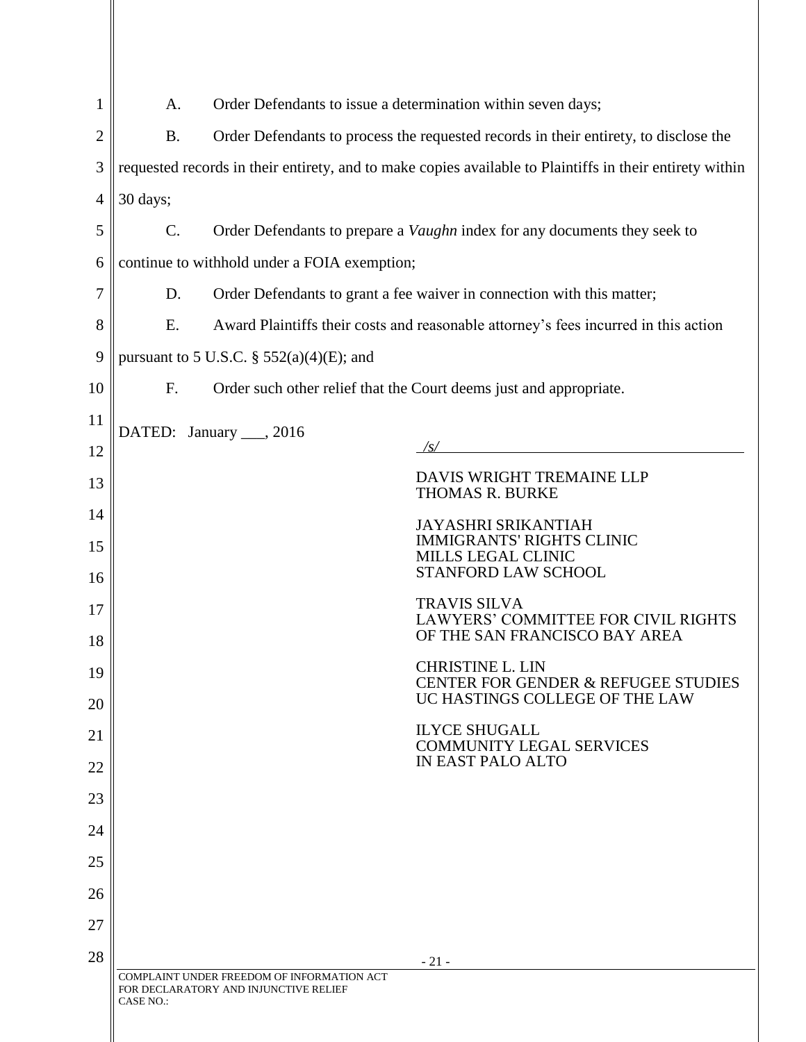A. Order Defendants to issue a determination within seven days;

B. Order Defendants to process the requested records in their entirety, to disclose the requested records in their entirety, and to make copies available to Plaintiffs in their entirety within 30 days;

C. Order Defendants to prepare a *Vaughn* index for any documents they seek to continue to withhold under a FOIA exemption;

D. Order Defendants to grant a fee waiver in connection with this matter;

E. Award Plaintiffs their costs and reasonable attorney's fees incurred in this action pursuant to 5 U.S.C. § 552(a)(4)(E); and

F. Order such other relief that the Court deems just and appropriate.

DATED: January ___, 2016

/s/

DAVIS WRIGHT TREMAINE LLP
THOMAS R. BURKE

JAYASHRI SRIKANTIAH
IMMIGRANTS' RIGHTS CLINIC
MILLS LEGAL CLINIC
STANFORD LAW SCHOOL

TRAVIS SILVA
LAWYERS' COMMITTEE FOR CIVIL RIGHTS OF THE SAN FRANCISCO BAY AREA

CHRISTINE L. LIN
CENTER FOR GENDER & REFUGEE STUDIES
UC HASTINGS COLLEGE OF THE LAW

ILYCE SHUGALL
COMMUNITY LEGAL SERVICES
IN EAST PALO ALTO